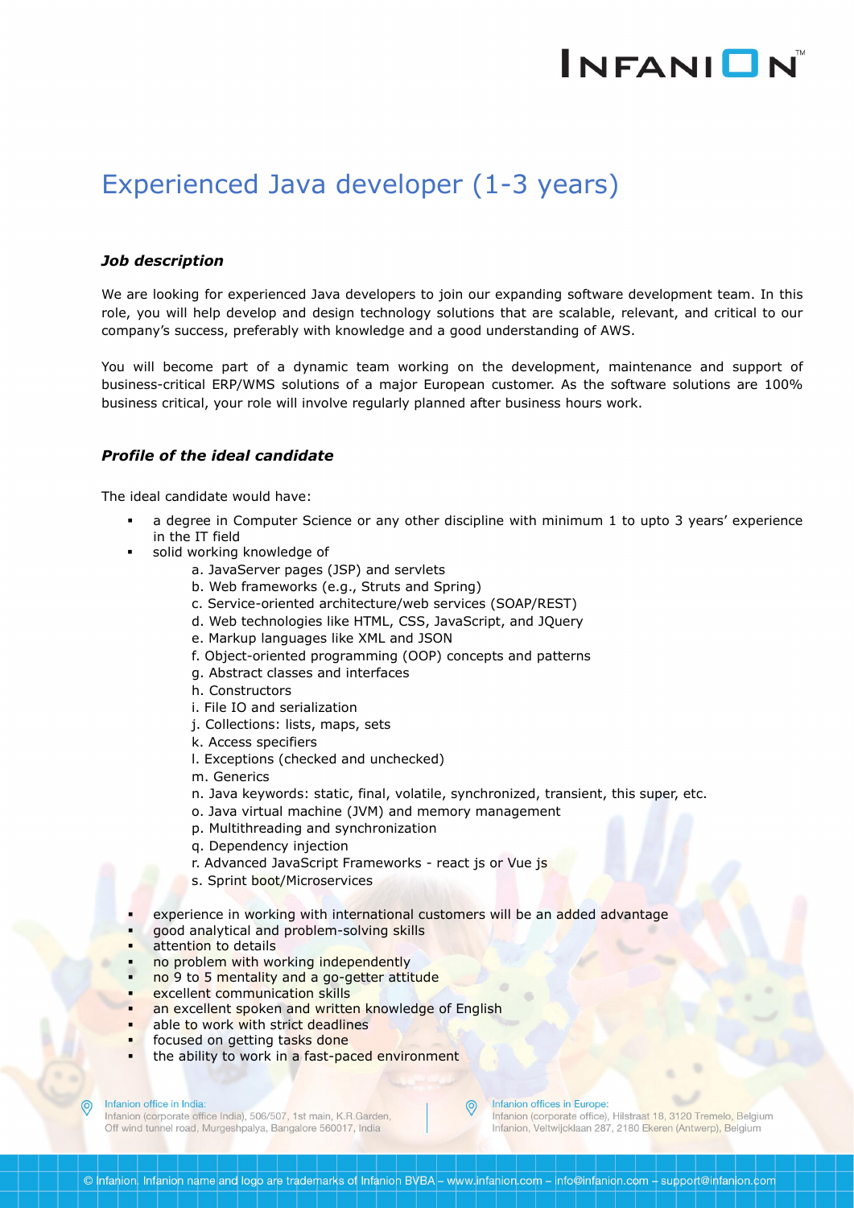# Experienced Java developer (1-3 years)

### *Job description*

We are looking for experienced Java developers to join our expanding software development team. In this role, you will help develop and design technology solutions that are scalable, relevant, and critical to our company's success, preferably with knowledge and a good understanding of AWS.

You will become part of a dynamic team working on the development, maintenance and support of business-critical ERP/WMS solutions of a major European customer. As the software solutions are 100% business critical, your role will involve regularly planned after business hours work.

### *Profile of the ideal candidate*

The ideal candidate would have:

- a degree in Computer Science or any other discipline with minimum 1 to upto 3 years' experience in the IT field
- solid working knowledge of
  - a. JavaServer pages (JSP) and servlets
  - b. Web frameworks (e.g., Struts and Spring)
  - c. Service-oriented architecture/web services (SOAP/REST)
  - d. Web technologies like HTML, CSS, JavaScript, and JQuery
  - e. Markup languages like XML and JSON
  - f. Object-oriented programming (OOP) concepts and patterns
  - g. Abstract classes and interfaces
  - h. Constructors
  - i. File IO and serialization
  - j. Collections: lists, maps, sets
  - k. Access specifiers
  - l. Exceptions (checked and unchecked)
  - m. Generics
  - n. Java keywords: static, final, volatile, synchronized, transient, this super, etc.
  - o. Java virtual machine (JVM) and memory management
  - p. Multithreading and synchronization
  - q. Dependency injection
  - r. Advanced JavaScript Frameworks - react js or Vue js
  - s. Sprint boot/Microservices
- experience in working with international customers will be an added advantage
- good analytical and problem-solving skills
- attention to details
- no problem with working independently
- no 9 to 5 mentality and a go-getter attitude
- excellent communication skills
- an excellent spoken and written knowledge of English
- able to work with strict deadlines
- focused on getting tasks done
- the ability to work in a fast-paced environment

Infanion office in India:
Infanion (corporate office India), 506/507, 1st main, K.R.Garden,
Off wind tunnel road, Murgeshpalya, Bangalore 560017, India

Infanion offices in Europe:
Infanion (corporate office), Hilstraat 18, 3120 Tremelo, Belgium
Infanion, Veltwijcklaan 287, 2180 Ekeren (Antwerp), Belgium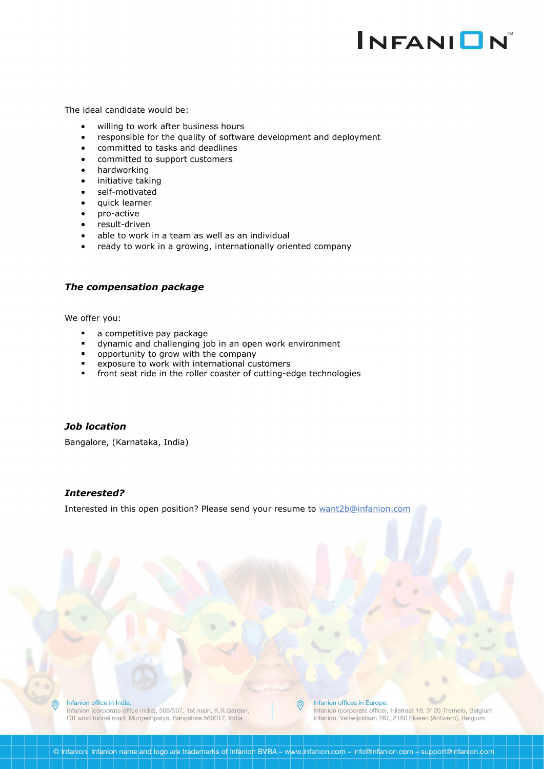The ideal candidate would be:

- willing to work after business hours
- responsible for the quality of software development and deployment
- committed to tasks and deadlines
- committed to support customers
- hardworking
- initiative taking
- self-motivated
- quick learner
- pro-active
- result-driven
- able to work in a team as well as an individual
- ready to work in a growing, internationally oriented company

### *The compensation package*

We offer you:

- a competitive pay package
- dynamic and challenging job in an open work environment
- opportunity to grow with the company
- exposure to work with international customers
- front seat ride in the roller coaster of cutting-edge technologies

### *Job location*

Bangalore, (Karnataka, India)

### *Interested?*

Interested in this open position? Please send your resume to want2b@infanion.com

Infanion office in India:
Infanion (corporate office India), 506/507, 1st main, K.R.Garden, Off wind tunnel road, Murgeshpalya, Bangalore 560017, India

Infanion offices in Europe:
Infanion (corporate office), Hilstraat 18, 3120 Tremelo, Belgium
Infanion, Veltwijcklaan 287, 2180 Ekeren (Antwerp), Belgium

© Infanion. Infanion name and logo are trademarks of Infanion BVBA – www.infanion.com – info@infanion.com – support@infanion.com